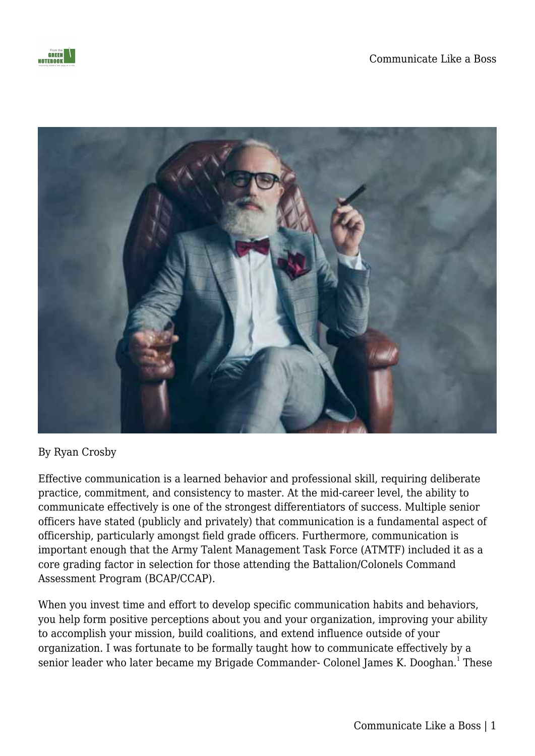By Ryan Crosby

Effective communication is a learned behavior and professional skill, requiring deliberate practice, commitment, and consistency to master. At the mid-career level, the ability to communicate effectively is one of the strongest differentiators of success. Multiple senior officers have stated (publicly and privately) that communication is a fundamental aspect of officership, particularly amongst field grade officers. Furthermore, communication is important enough that the Army Talent Management Task Force (ATMTF) included it as a core grading factor in selection for those attending the Battalion/Colonels Command Assessment Program (BCAP/CCAP).

When you invest time and effort to develop specific communication habits and behaviors, you help form positive perceptions about you and your organization, improving your ability to accomplish your mission, build coalitions, and extend influence outside of your organization. I was fortunate to be formally taught how to communicate effectively by a senior leader who later became my Brigade Commander- Colonel James K. Dooghan.[1] These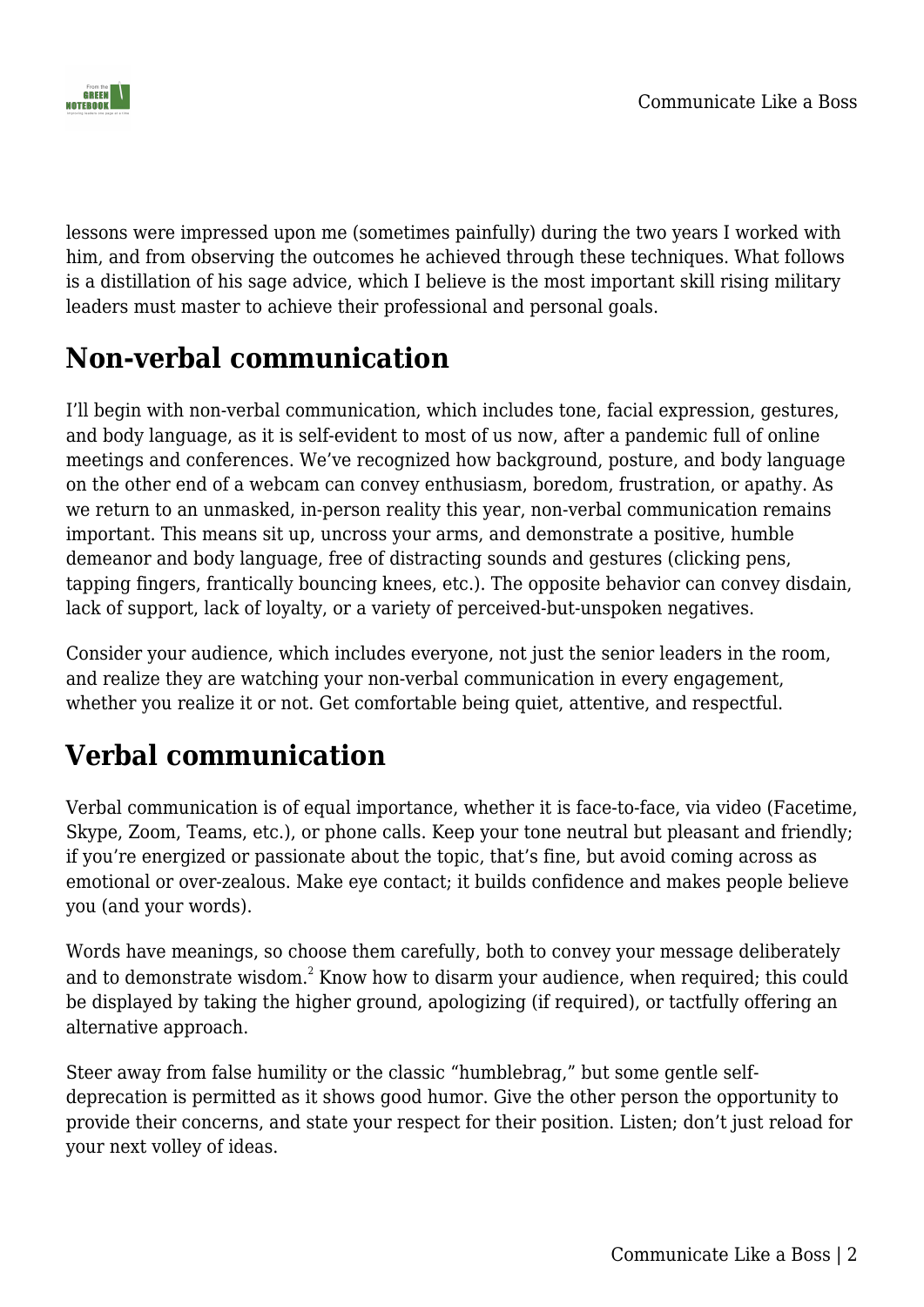lessons were impressed upon me (sometimes painfully) during the two years I worked with him, and from observing the outcomes he achieved through these techniques. What follows is a distillation of his sage advice, which I believe is the most important skill rising military leaders must master to achieve their professional and personal goals.

## Non-verbal communication

I'll begin with non-verbal communication, which includes tone, facial expression, gestures, and body language, as it is self-evident to most of us now, after a pandemic full of online meetings and conferences. We've recognized how background, posture, and body language on the other end of a webcam can convey enthusiasm, boredom, frustration, or apathy. As we return to an unmasked, in-person reality this year, non-verbal communication remains important. This means sit up, uncross your arms, and demonstrate a positive, humble demeanor and body language, free of distracting sounds and gestures (clicking pens, tapping fingers, frantically bouncing knees, etc.). The opposite behavior can convey disdain, lack of support, lack of loyalty, or a variety of perceived-but-unspoken negatives.

Consider your audience, which includes everyone, not just the senior leaders in the room, and realize they are watching your non-verbal communication in every engagement, whether you realize it or not. Get comfortable being quiet, attentive, and respectful.

## Verbal communication

Verbal communication is of equal importance, whether it is face-to-face, via video (Facetime, Skype, Zoom, Teams, etc.), or phone calls. Keep your tone neutral but pleasant and friendly; if you're energized or passionate about the topic, that's fine, but avoid coming across as emotional or over-zealous. Make eye contact; it builds confidence and makes people believe you (and your words).

Words have meanings, so choose them carefully, both to convey your message deliberately and to demonstrate wisdom.[2] Know how to disarm your audience, when required; this could be displayed by taking the higher ground, apologizing (if required), or tactfully offering an alternative approach.

Steer away from false humility or the classic "humblebrag," but some gentle self-deprecation is permitted as it shows good humor. Give the other person the opportunity to provide their concerns, and state your respect for their position. Listen; don't just reload for your next volley of ideas.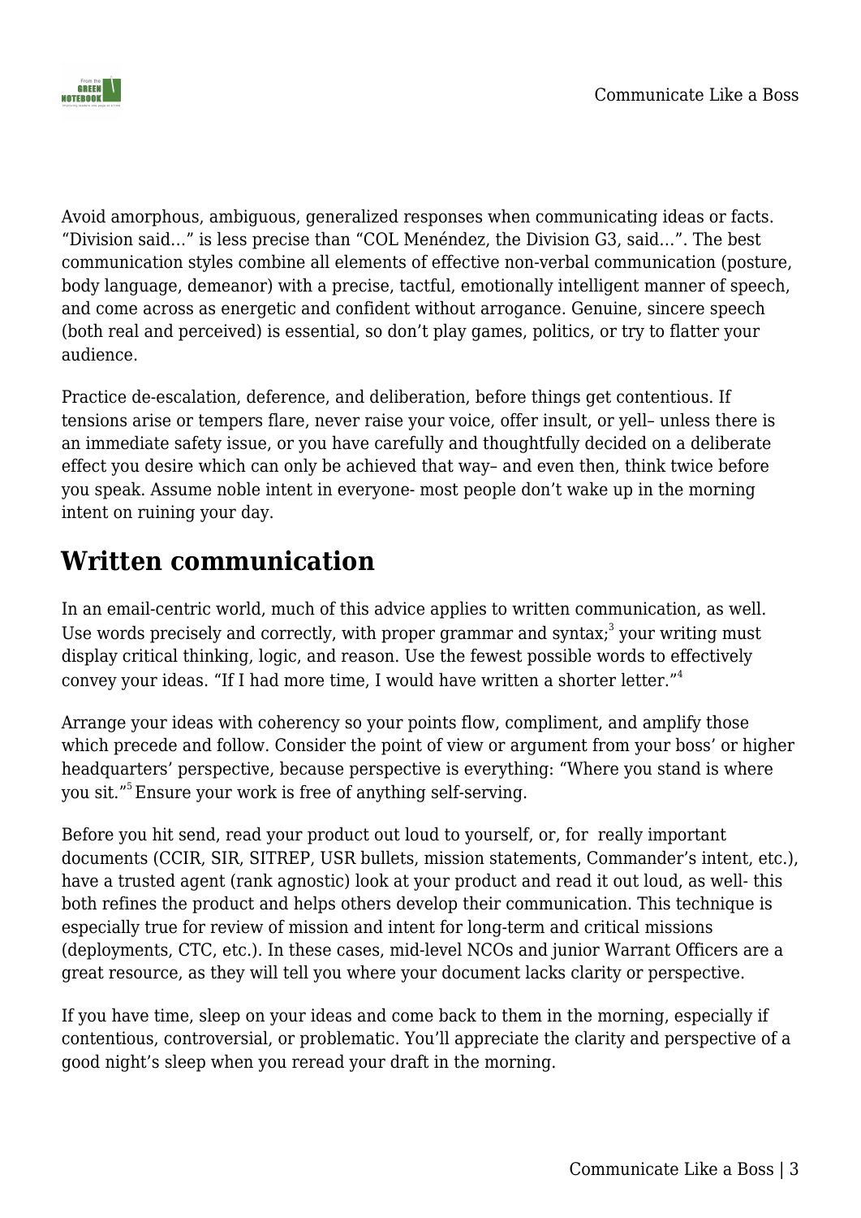Avoid amorphous, ambiguous, generalized responses when communicating ideas or facts. “Division said…” is less precise than “COL Menéndez, the Division G3, said…”. The best communication styles combine all elements of effective non-verbal communication (posture, body language, demeanor) with a precise, tactful, emotionally intelligent manner of speech, and come across as energetic and confident without arrogance. Genuine, sincere speech (both real and perceived) is essential, so don’t play games, politics, or try to flatter your audience.

Practice de-escalation, deference, and deliberation, before things get contentious. If tensions arise or tempers flare, never raise your voice, offer insult, or yell– unless there is an immediate safety issue, or you have carefully and thoughtfully decided on a deliberate effect you desire which can only be achieved that way– and even then, think twice before you speak. Assume noble intent in everyone- most people don’t wake up in the morning intent on ruining your day.

## Written communication

In an email-centric world, much of this advice applies to written communication, as well. Use words precisely and correctly, with proper grammar and syntax;[3] your writing must display critical thinking, logic, and reason. Use the fewest possible words to effectively convey your ideas. “If I had more time, I would have written a shorter letter.”[4]

Arrange your ideas with coherency so your points flow, compliment, and amplify those which precede and follow. Consider the point of view or argument from your boss’ or higher headquarters’ perspective, because perspective is everything: “Where you stand is where you sit.”[5] Ensure your work is free of anything self-serving.

Before you hit send, read your product out loud to yourself, or, for really important documents (CCIR, SIR, SITREP, USR bullets, mission statements, Commander’s intent, etc.), have a trusted agent (rank agnostic) look at your product and read it out loud, as well- this both refines the product and helps others develop their communication. This technique is especially true for review of mission and intent for long-term and critical missions (deployments, CTC, etc.). In these cases, mid-level NCOs and junior Warrant Officers are a great resource, as they will tell you where your document lacks clarity or perspective.

If you have time, sleep on your ideas and come back to them in the morning, especially if contentious, controversial, or problematic. You’ll appreciate the clarity and perspective of a good night’s sleep when you reread your draft in the morning.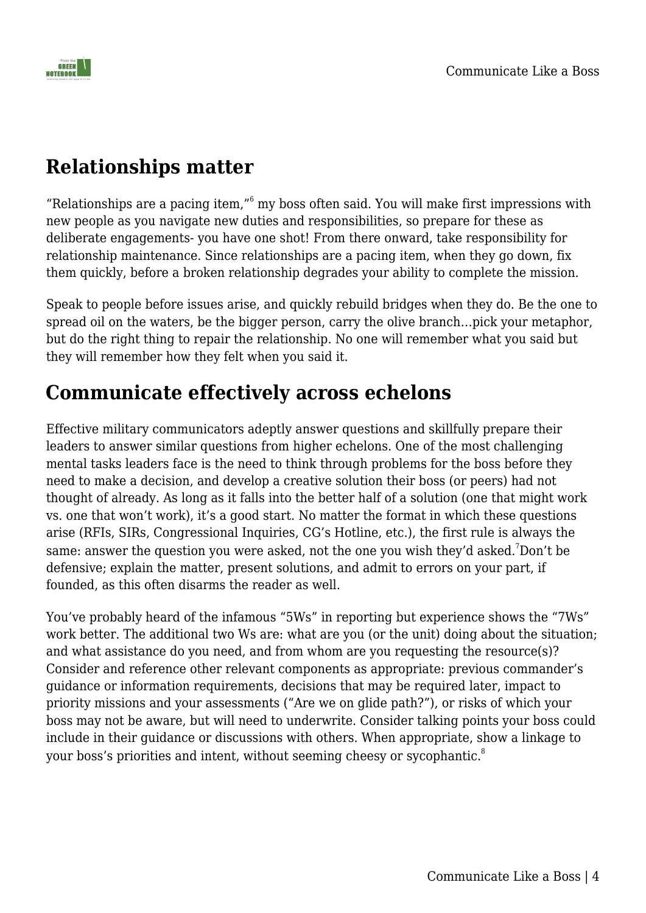## Relationships matter

"Relationships are a pacing item,"[6] my boss often said. You will make first impressions with new people as you navigate new duties and responsibilities, so prepare for these as deliberate engagements- you have one shot! From there onward, take responsibility for relationship maintenance. Since relationships are a pacing item, when they go down, fix them quickly, before a broken relationship degrades your ability to complete the mission.

Speak to people before issues arise, and quickly rebuild bridges when they do. Be the one to spread oil on the waters, be the bigger person, carry the olive branch…pick your metaphor, but do the right thing to repair the relationship. No one will remember what you said but they will remember how they felt when you said it.

## Communicate effectively across echelons

Effective military communicators adeptly answer questions and skillfully prepare their leaders to answer similar questions from higher echelons. One of the most challenging mental tasks leaders face is the need to think through problems for the boss before they need to make a decision, and develop a creative solution their boss (or peers) had not thought of already. As long as it falls into the better half of a solution (one that might work vs. one that won't work), it's a good start. No matter the format in which these questions arise (RFIs, SIRs, Congressional Inquiries, CG's Hotline, etc.), the first rule is always the same: answer the question you were asked, not the one you wish they'd asked.[7] Don't be defensive; explain the matter, present solutions, and admit to errors on your part, if founded, as this often disarms the reader as well.

You've probably heard of the infamous "5Ws" in reporting but experience shows the "7Ws" work better. The additional two Ws are: what are you (or the unit) doing about the situation; and what assistance do you need, and from whom are you requesting the resource(s)? Consider and reference other relevant components as appropriate: previous commander's guidance or information requirements, decisions that may be required later, impact to priority missions and your assessments ("Are we on glide path?"), or risks of which your boss may not be aware, but will need to underwrite. Consider talking points your boss could include in their guidance or discussions with others. When appropriate, show a linkage to your boss's priorities and intent, without seeming cheesy or sycophantic.[8]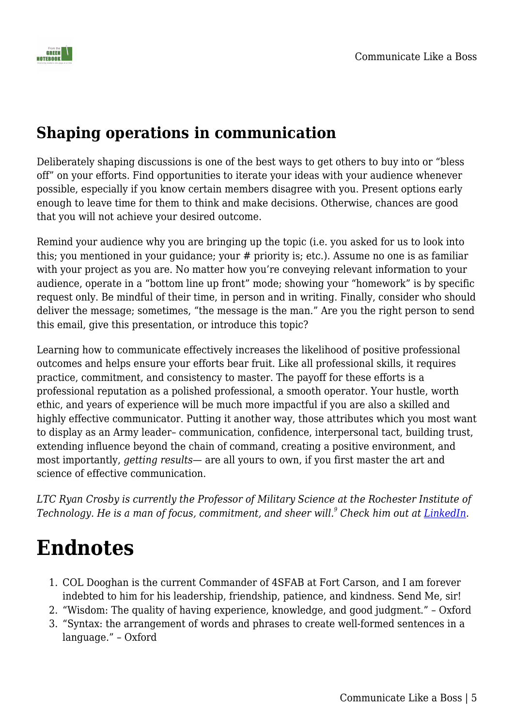## Shaping operations in communication

Deliberately shaping discussions is one of the best ways to get others to buy into or "bless off" on your efforts. Find opportunities to iterate your ideas with your audience whenever possible, especially if you know certain members disagree with you. Present options early enough to leave time for them to think and make decisions. Otherwise, chances are good that you will not achieve your desired outcome.

Remind your audience why you are bringing up the topic (i.e. you asked for us to look into this; you mentioned in your guidance; your # priority is; etc.). Assume no one is as familiar with your project as you are. No matter how you're conveying relevant information to your audience, operate in a "bottom line up front" mode; showing your "homework" is by specific request only. Be mindful of their time, in person and in writing. Finally, consider who should deliver the message; sometimes, "the message is the man." Are you the right person to send this email, give this presentation, or introduce this topic?

Learning how to communicate effectively increases the likelihood of positive professional outcomes and helps ensure your efforts bear fruit. Like all professional skills, it requires practice, commitment, and consistency to master. The payoff for these efforts is a professional reputation as a polished professional, a smooth operator. Your hustle, worth ethic, and years of experience will be much more impactful if you are also a skilled and highly effective communicator. Putting it another way, those attributes which you most want to display as an Army leader– communication, confidence, interpersonal tact, building trust, extending influence beyond the chain of command, creating a positive environment, and most importantly, *getting results*— are all yours to own, if you first master the art and science of effective communication.

*LTC Ryan Crosby is currently the Professor of Military Science at the Rochester Institute of Technology. He is a man of focus, commitment, and sheer will.*[9] *Check him out at [LinkedIn](LinkedIn).*

# Endnotes

1. COL Dooghan is the current Commander of 4SFAB at Fort Carson, and I am forever indebted to him for his leadership, friendship, patience, and kindness. Send Me, sir!
2. "Wisdom: The quality of having experience, knowledge, and good judgment." – Oxford
3. "Syntax: the arrangement of words and phrases to create well-formed sentences in a language." – Oxford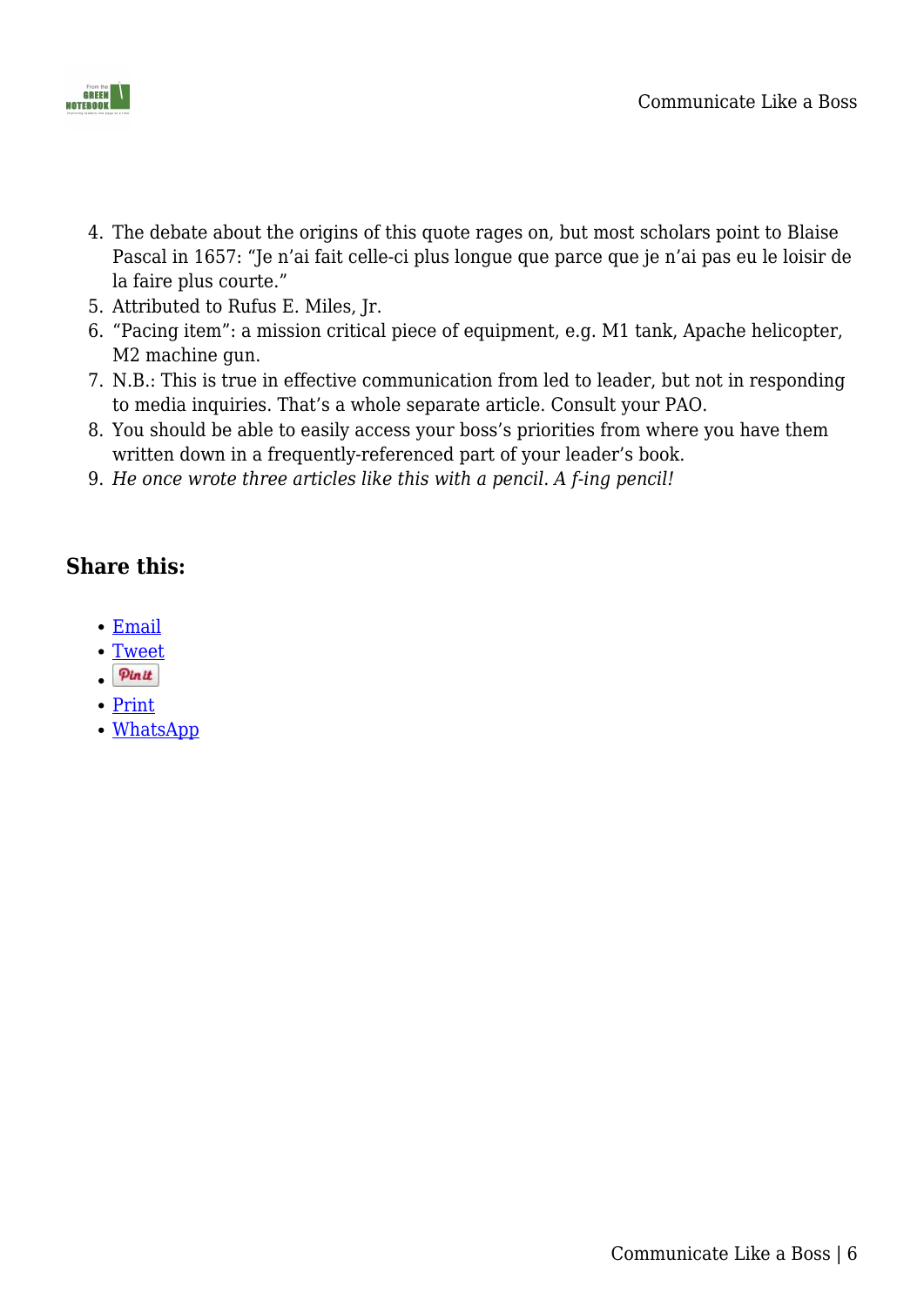4. The debate about the origins of this quote rages on, but most scholars point to Blaise Pascal in 1657: “Je n’ai fait celle-ci plus longue que parce que je n’ai pas eu le loisir de la faire plus courte.”
5. Attributed to Rufus E. Miles, Jr.
6. “Pacing item”: a mission critical piece of equipment, e.g. M1 tank, Apache helicopter, M2 machine gun.
7. N.B.: This is true in effective communication from led to leader, but not in responding to media inquiries. That’s a whole separate article. Consult your PAO.
8. You should be able to easily access your boss’s priorities from where you have them written down in a frequently-referenced part of your leader’s book.
9. *He once wrote three articles like this with a pencil. A f-ing pencil!*

### Share this:

- Email
- Tweet
- Pin it
- Print
- WhatsApp